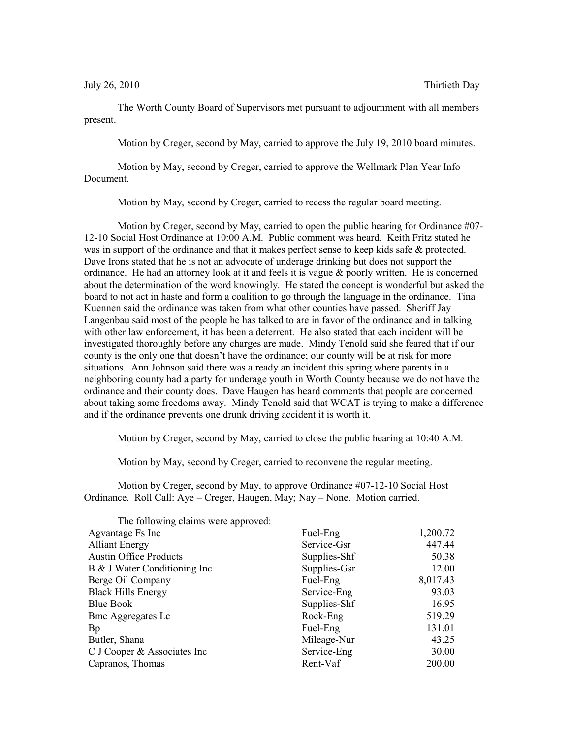July 26, 2010 Thirtieth Day

The Worth County Board of Supervisors met pursuant to adjournment with all members present.

Motion by Creger, second by May, carried to approve the July 19, 2010 board minutes.

Motion by May, second by Creger, carried to approve the Wellmark Plan Year Info Document.

Motion by May, second by Creger, carried to recess the regular board meeting.

Motion by Creger, second by May, carried to open the public hearing for Ordinance #07-12-10 Social Host Ordinance at 10:00 A.M. Public comment was heard. Keith Fritz stated he was in support of the ordinance and that it makes perfect sense to keep kids safe & protected. Dave Irons stated that he is not an advocate of underage drinking but does not support the ordinance. He had an attorney look at it and feels it is vague & poorly written. He is concerned about the determination of the word knowingly. He stated the concept is wonderful but asked the board to not act in haste and form a coalition to go through the language in the ordinance. Tina Kuennen said the ordinance was taken from what other counties have passed. Sheriff Jay Langenbau said most of the people he has talked to are in favor of the ordinance and in talking with other law enforcement, it has been a deterrent. He also stated that each incident will be investigated thoroughly before any charges are made. Mindy Tenold said she feared that if our county is the only one that doesn't have the ordinance; our county will be at risk for more situations. Ann Johnson said there was already an incident this spring where parents in a neighboring county had a party for underage youth in Worth County because we do not have the ordinance and their county does. Dave Haugen has heard comments that people are concerned about taking some freedoms away. Mindy Tenold said that WCAT is trying to make a difference and if the ordinance prevents one drunk driving accident it is worth it.

Motion by Creger, second by May, carried to close the public hearing at 10:40 A.M.

Motion by May, second by Creger, carried to reconvene the regular meeting.

Motion by Creger, second by May, to approve Ordinance #07-12-10 Social Host Ordinance. Roll Call: Aye – Creger, Haugen, May; Nay – None. Motion carried.

The following claims were approved:

| | | |
|---|---|---|
| Agvantage Fs Inc | Fuel-Eng | 1,200.72 |
| Alliant Energy | Service-Gsr | 447.44 |
| Austin Office Products | Supplies-Shf | 50.38 |
| B & J Water Conditioning Inc | Supplies-Gsr | 12.00 |
| Berge Oil Company | Fuel-Eng | 8,017.43 |
| Black Hills Energy | Service-Eng | 93.03 |
| Blue Book | Supplies-Shf | 16.95 |
| Bmc Aggregates Lc | Rock-Eng | 519.29 |
| Bp | Fuel-Eng | 131.01 |
| Butler, Shana | Mileage-Nur | 43.25 |
| C J Cooper & Associates Inc | Service-Eng | 30.00 |
| Capranos, Thomas | Rent-Vaf | 200.00 |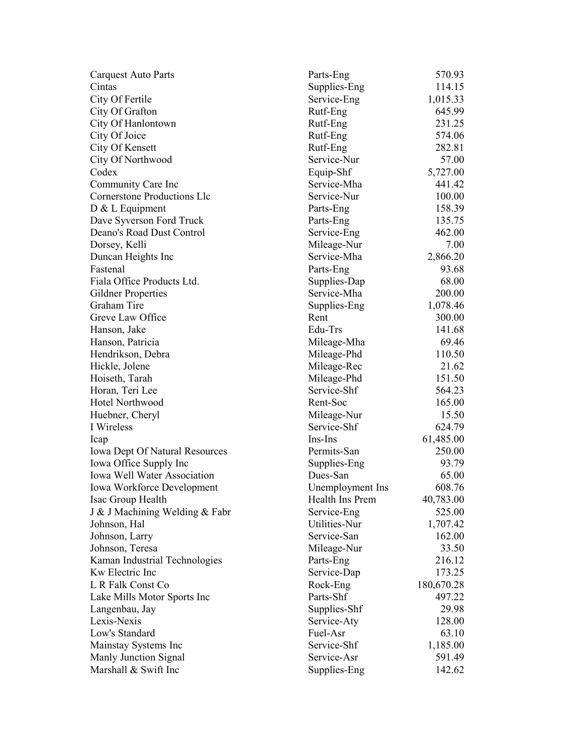| | | |
|---|---|---:|
| Carquest Auto Parts | Parts-Eng | 570.93 |
| Cintas | Supplies-Eng | 114.15 |
| City Of Fertile | Service-Eng | 1,015.33 |
| City Of Grafton | Rutf-Eng | 645.99 |
| City Of Hanlontown | Rutf-Eng | 231.25 |
| City Of Joice | Rutf-Eng | 574.06 |
| City Of Kensett | Rutf-Eng | 282.81 |
| City Of Northwood | Service-Nur | 57.00 |
| Codex | Equip-Shf | 5,727.00 |
| Community Care Inc | Service-Mha | 441.42 |
| Cornerstone Productions Llc | Service-Nur | 100.00 |
| D & L Equipment | Parts-Eng | 158.39 |
| Dave Syverson Ford Truck | Parts-Eng | 135.75 |
| Deano's Road Dust Control | Service-Eng | 462.00 |
| Dorsey, Kelli | Mileage-Nur | 7.00 |
| Duncan Heights Inc | Service-Mha | 2,866.20 |
| Fastenal | Parts-Eng | 93.68 |
| Fiala Office Products Ltd. | Supplies-Dap | 68.00 |
| Gildner Properties | Service-Mha | 200.00 |
| Graham Tire | Supplies-Eng | 1,078.46 |
| Greve Law Office | Rent | 300.00 |
| Hanson, Jake | Edu-Trs | 141.68 |
| Hanson, Patricia | Mileage-Mha | 69.46 |
| Hendrikson, Debra | Mileage-Phd | 110.50 |
| Hickle, Jolene | Mileage-Rec | 21.62 |
| Hoiseth, Tarah | Mileage-Phd | 151.50 |
| Horan, Teri Lee | Service-Shf | 564.23 |
| Hotel Northwood | Rent-Soc | 165.00 |
| Huebner, Cheryl | Mileage-Nur | 15.50 |
| I Wireless | Service-Shf | 624.79 |
| Icap | Ins-Ins | 61,485.00 |
| Iowa Dept Of Natural Resources | Permits-San | 250.00 |
| Iowa Office Supply Inc | Supplies-Eng | 93.79 |
| Iowa Well Water Association | Dues-San | 65.00 |
| Iowa Workforce Development | Unemployment Ins | 608.76 |
| Isac Group Health | Health Ins Prem | 40,783.00 |
| J & J Machining Welding & Fabr | Service-Eng | 525.00 |
| Johnson, Hal | Utilities-Nur | 1,707.42 |
| Johnson, Larry | Service-San | 162.00 |
| Johnson, Teresa | Mileage-Nur | 33.50 |
| Kaman Industrial Technologies | Parts-Eng | 216.12 |
| Kw Electric Inc | Service-Dap | 173.25 |
| L R Falk Const Co | Rock-Eng | 180,670.28 |
| Lake Mills Motor Sports Inc | Parts-Shf | 497.22 |
| Langenbau, Jay | Supplies-Shf | 29.98 |
| Lexis-Nexis | Service-Aty | 128.00 |
| Low's Standard | Fuel-Asr | 63.10 |
| Mainstay Systems Inc | Service-Shf | 1,185.00 |
| Manly Junction Signal | Service-Asr | 591.49 |
| Marshall & Swift Inc | Supplies-Eng | 142.62 |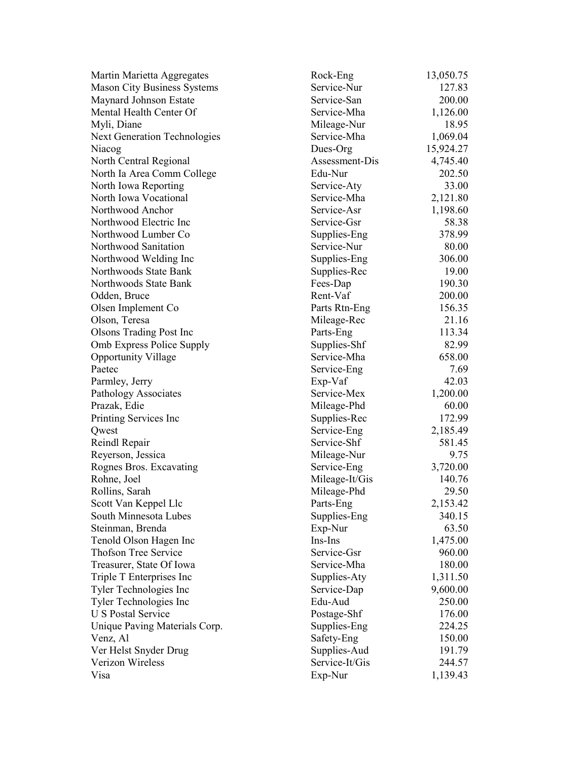| | | |
|---|---|---|
| Martin Marietta Aggregates | Rock-Eng | 13,050.75 |
| Mason City Business Systems | Service-Nur | 127.83 |
| Maynard Johnson Estate | Service-San | 200.00 |
| Mental Health Center Of | Service-Mha | 1,126.00 |
| Myli, Diane | Mileage-Nur | 18.95 |
| Next Generation Technologies | Service-Mha | 1,069.04 |
| Niacog | Dues-Org | 15,924.27 |
| North Central Regional | Assessment-Dis | 4,745.40 |
| North Ia Area Comm College | Edu-Nur | 202.50 |
| North Iowa Reporting | Service-Aty | 33.00 |
| North Iowa Vocational | Service-Mha | 2,121.80 |
| Northwood Anchor | Service-Asr | 1,198.60 |
| Northwood Electric Inc | Service-Gsr | 58.38 |
| Northwood Lumber Co | Supplies-Eng | 378.99 |
| Northwood Sanitation | Service-Nur | 80.00 |
| Northwood Welding Inc | Supplies-Eng | 306.00 |
| Northwoods State Bank | Supplies-Rec | 19.00 |
| Northwoods State Bank | Fees-Dap | 190.30 |
| Odden, Bruce | Rent-Vaf | 200.00 |
| Olsen Implement Co | Parts Rtn-Eng | 156.35 |
| Olson, Teresa | Mileage-Rec | 21.16 |
| Olsons Trading Post Inc | Parts-Eng | 113.34 |
| Omb Express Police Supply | Supplies-Shf | 82.99 |
| Opportunity Village | Service-Mha | 658.00 |
| Paetec | Service-Eng | 7.69 |
| Parmley, Jerry | Exp-Vaf | 42.03 |
| Pathology Associates | Service-Mex | 1,200.00 |
| Prazak, Edie | Mileage-Phd | 60.00 |
| Printing Services Inc | Supplies-Rec | 172.99 |
| Qwest | Service-Eng | 2,185.49 |
| Reindl Repair | Service-Shf | 581.45 |
| Reyerson, Jessica | Mileage-Nur | 9.75 |
| Rognes Bros. Excavating | Service-Eng | 3,720.00 |
| Rohne, Joel | Mileage-It/Gis | 140.76 |
| Rollins, Sarah | Mileage-Phd | 29.50 |
| Scott Van Keppel Llc | Parts-Eng | 2,153.42 |
| South Minnesota Lubes | Supplies-Eng | 340.15 |
| Steinman, Brenda | Exp-Nur | 63.50 |
| Tenold Olson Hagen Inc | Ins-Ins | 1,475.00 |
| Thofson Tree Service | Service-Gsr | 960.00 |
| Treasurer, State Of Iowa | Service-Mha | 180.00 |
| Triple T Enterprises Inc | Supplies-Aty | 1,311.50 |
| Tyler Technologies Inc | Service-Dap | 9,600.00 |
| Tyler Technologies Inc | Edu-Aud | 250.00 |
| U S Postal Service | Postage-Shf | 176.00 |
| Unique Paving Materials Corp. | Supplies-Eng | 224.25 |
| Venz, Al | Safety-Eng | 150.00 |
| Ver Helst Snyder Drug | Supplies-Aud | 191.79 |
| Verizon Wireless | Service-It/Gis | 244.57 |
| Visa | Exp-Nur | 1,139.43 |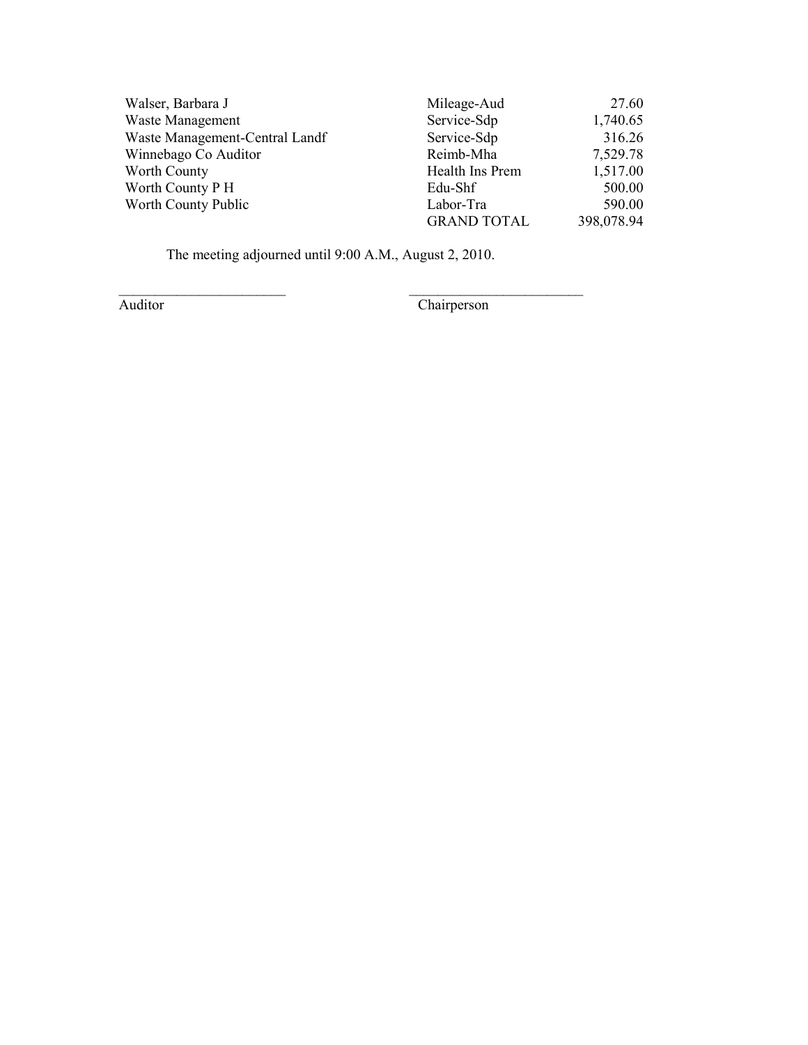| | | |
|---|---|---|
| Walser, Barbara J | Mileage-Aud | 27.60 |
| Waste Management | Service-Sdp | 1,740.65 |
| Waste Management-Central Landf | Service-Sdp | 316.26 |
| Winnebago Co Auditor | Reimb-Mha | 7,529.78 |
| Worth County | Health Ins Prem | 1,517.00 |
| Worth County P H | Edu-Shf | 500.00 |
| Worth County Public | Labor-Tra | 590.00 |
| | GRAND TOTAL | 398,078.94 |

The meeting adjourned until 9:00 A.M., August 2, 2010.

_______________________ _______________________

Auditor Chairperson